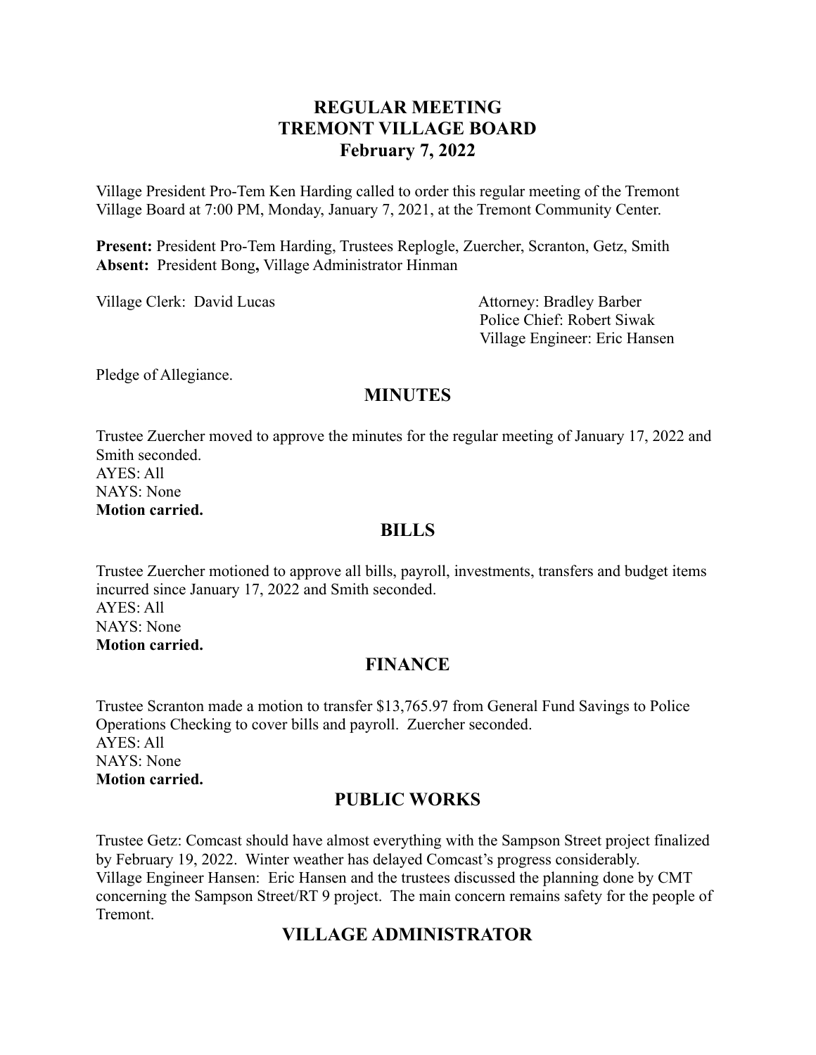# REGULAR MEETING
# TREMONT VILLAGE BOARD
# February 7, 2022

Village President Pro-Tem Ken Harding called to order this regular meeting of the Tremont Village Board at 7:00 PM, Monday, January 7, 2021, at the Tremont Community Center.

**Present:** President Pro-Tem Harding, Trustees Replogle, Zuercher, Scranton, Getz, Smith
**Absent:** President Bong**,** Village Administrator Hinman

Village Clerk: David Lucas

Attorney: Bradley Barber
Police Chief: Robert Siwak
Village Engineer: Eric Hansen

Pledge of Allegiance.

## MINUTES

Trustee Zuercher moved to approve the minutes for the regular meeting of January 17, 2022 and Smith seconded.
AYES: All
NAYS: None
**Motion carried.**

## BILLS

Trustee Zuercher motioned to approve all bills, payroll, investments, transfers and budget items incurred since January 17, 2022 and Smith seconded.
AYES: All
NAYS: None
**Motion carried.**

## FINANCE

Trustee Scranton made a motion to transfer $13,765.97 from General Fund Savings to Police Operations Checking to cover bills and payroll. Zuercher seconded.
AYES: All
NAYS: None
**Motion carried.**

## PUBLIC WORKS

Trustee Getz: Comcast should have almost everything with the Sampson Street project finalized by February 19, 2022. Winter weather has delayed Comcast's progress considerably.
Village Engineer Hansen: Eric Hansen and the trustees discussed the planning done by CMT concerning the Sampson Street/RT 9 project. The main concern remains safety for the people of Tremont.

## VILLAGE ADMINISTRATOR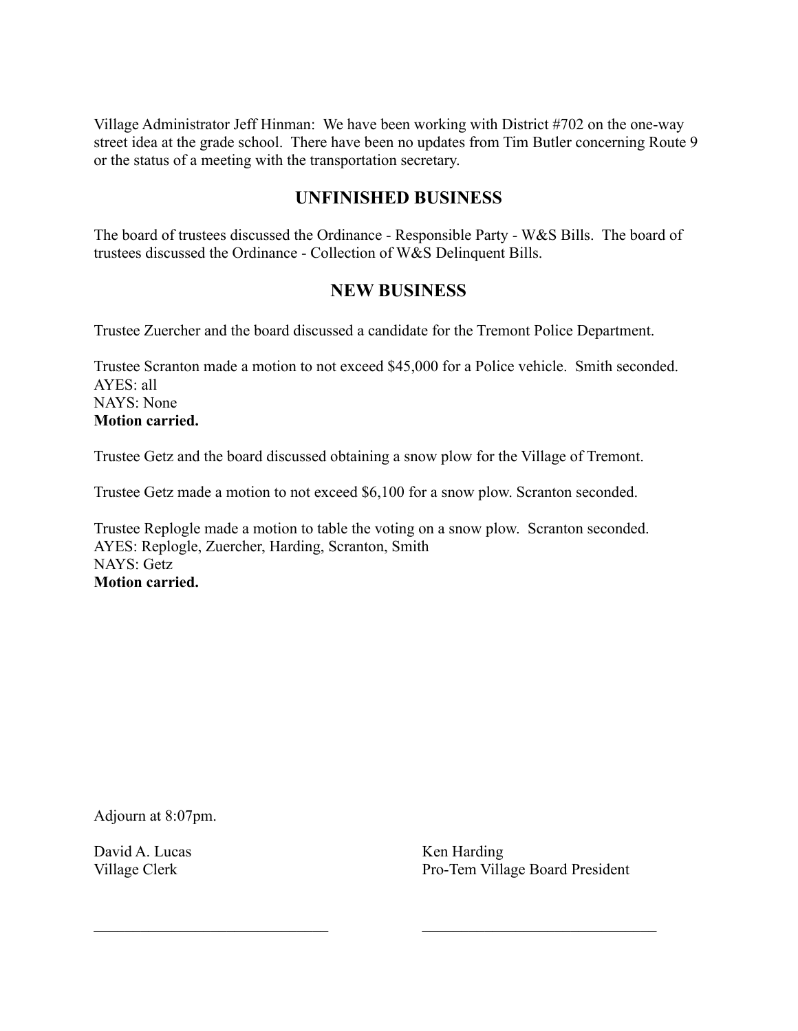Village Administrator Jeff Hinman: We have been working with District #702 on the one-way street idea at the grade school. There have been no updates from Tim Butler concerning Route 9 or the status of a meeting with the transportation secretary.

## UNFINISHED BUSINESS

The board of trustees discussed the Ordinance - Responsible Party - W&S Bills. The board of trustees discussed the Ordinance - Collection of W&S Delinquent Bills.

## NEW BUSINESS

Trustee Zuercher and the board discussed a candidate for the Tremont Police Department.

Trustee Scranton made a motion to not exceed $45,000 for a Police vehicle. Smith seconded.
AYES: all
NAYS: None
**Motion carried.**

Trustee Getz and the board discussed obtaining a snow plow for the Village of Tremont.

Trustee Getz made a motion to not exceed $6,100 for a snow plow. Scranton seconded.

Trustee Replogle made a motion to table the voting on a snow plow. Scranton seconded.
AYES: Replogle, Zuercher, Harding, Scranton, Smith
NAYS: Getz
**Motion carried.**

Adjourn at 8:07pm.

David A. Lucas
Village Clerk

Ken Harding
Pro-Tem Village Board President

\_\_\_\_\_\_\_\_\_\_\_\_\_\_\_\_\_\_\_\_\_\_\_\_\_\_\_\_\_\_ \_\_\_\_\_\_\_\_\_\_\_\_\_\_\_\_\_\_\_\_\_\_\_\_\_\_\_\_\_\_